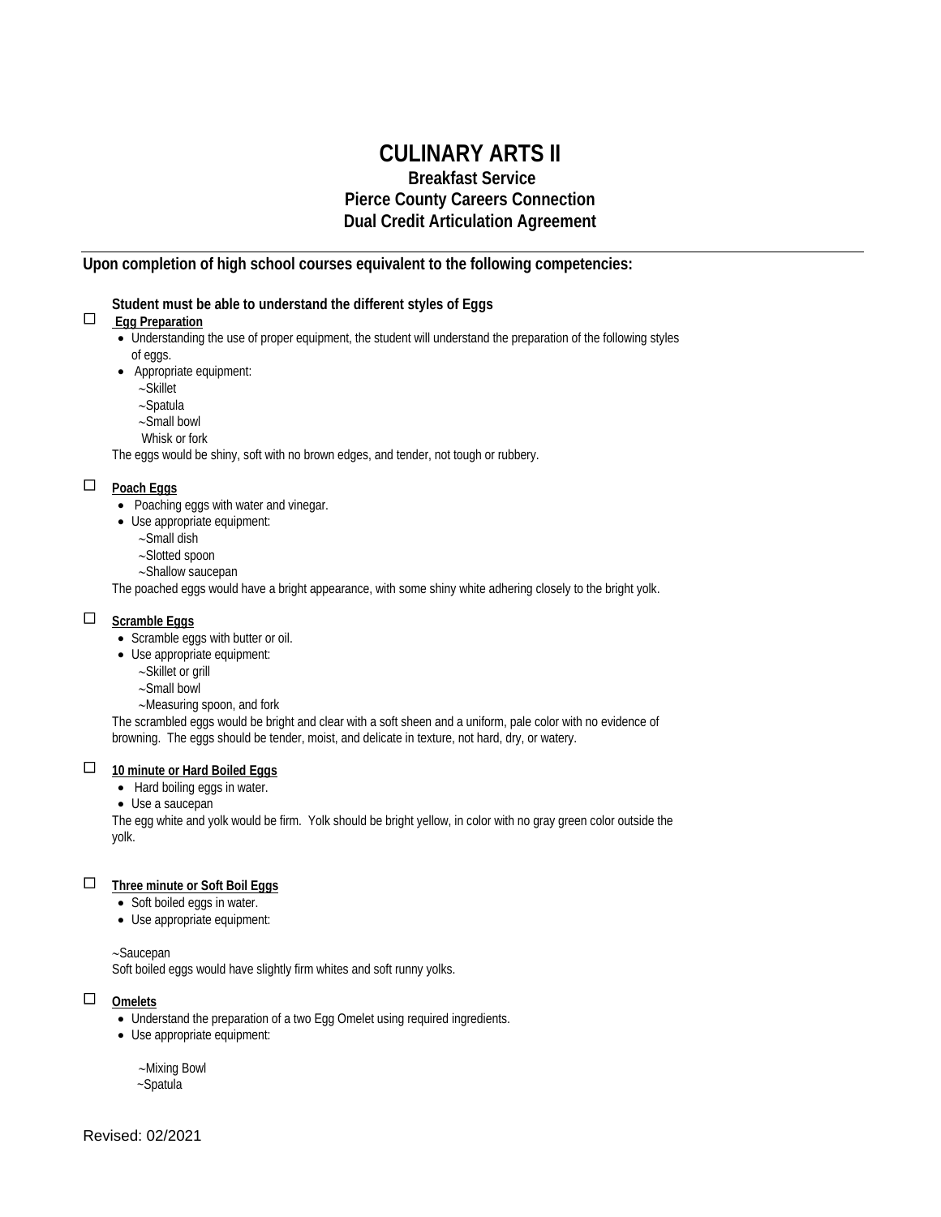# CULINARY ARTS II

## Breakfast Service

## Pierce County Careers Connection

## Dual Credit Articulation Agreement

---

**Upon completion of high school courses equivalent to the following competencies:**

**Student must be able to understand the different styles of Eggs**

☐ **Egg Preparation**

- Understanding the use of proper equipment, the student will understand the preparation of the following styles of eggs.
- Appropriate equipment:
  ~Skillet
  ~Spatula
  ~Small bowl
  Whisk or fork

The eggs would be shiny, soft with no brown edges, and tender, not tough or rubbery.

☐ **Poach Eggs**

- Poaching eggs with water and vinegar.
- Use appropriate equipment:
  ~Small dish
  ~Slotted spoon
  ~Shallow saucepan

The poached eggs would have a bright appearance, with some shiny white adhering closely to the bright yolk.

☐ **Scramble Eggs**

- Scramble eggs with butter or oil.
- Use appropriate equipment:
  ~Skillet or grill
  ~Small bowl
  ~Measuring spoon, and fork

The scrambled eggs would be bright and clear with a soft sheen and a uniform, pale color with no evidence of browning. The eggs should be tender, moist, and delicate in texture, not hard, dry, or watery.

☐ **10 minute or Hard Boiled Eggs**

- Hard boiling eggs in water.
- Use a saucepan

The egg white and yolk would be firm. Yolk should be bright yellow, in color with no gray green color outside the yolk.

☐ **Three minute or Soft Boil Eggs**

- Soft boiled eggs in water.
- Use appropriate equipment:

~Saucepan
Soft boiled eggs would have slightly firm whites and soft runny yolks.

☐ **Omelets**

- Understand the preparation of a two Egg Omelet using required ingredients.
- Use appropriate equipment:

  ~Mixing Bowl
  ~Spatula

Revised: 02/2021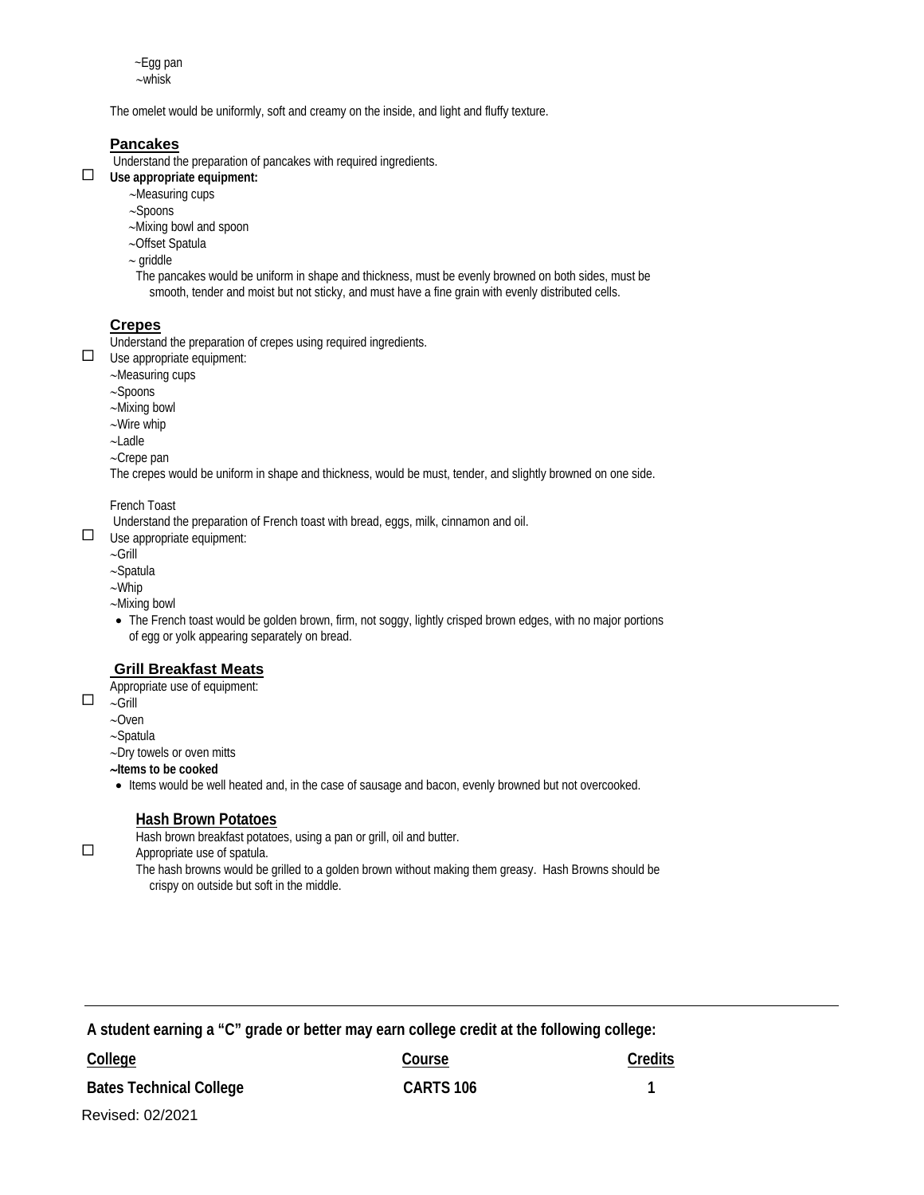~Egg pan
~whisk

The omelet would be uniformly, soft and creamy on the inside, and light and fluffy texture.

## Pancakes

Understand the preparation of pancakes with required ingredients.

- ☐ **Use appropriate equipment:**
  - ~Measuring cups
  - ~Spoons
  - ~Mixing bowl and spoon
  - ~Offset Spatula
  - ~ griddle

  The pancakes would be uniform in shape and thickness, must be evenly browned on both sides, must be smooth, tender and moist but not sticky, and must have a fine grain with evenly distributed cells.

## Crepes

Understand the preparation of crepes using required ingredients.

- ☐ Use appropriate equipment:
  - ~Measuring cups
  - ~Spoons
  - ~Mixing bowl
  - ~Wire whip
  - ~Ladle
  - ~Crepe pan

  The crepes would be uniform in shape and thickness, would be must, tender, and slightly browned on one side.

French Toast

Understand the preparation of French toast with bread, eggs, milk, cinnamon and oil.

- ☐ Use appropriate equipment:
  - ~Grill
  - ~Spatula
  - ~Whip
  - ~Mixing bowl
  - The French toast would be golden brown, firm, not soggy, lightly crisped brown edges, with no major portions of egg or yolk appearing separately on bread.

## Grill Breakfast Meats

Appropriate use of equipment:

- ☐ ~Grill
  - ~Oven
  - ~Spatula
  - ~Dry towels or oven mitts
  - **~Items to be cooked**
  - Items would be well heated and, in the case of sausage and bacon, evenly browned but not overcooked.

## Hash Brown Potatoes

Hash brown breakfast potatoes, using a pan or grill, oil and butter.

- ☐ Appropriate use of spatula.

  The hash browns would be grilled to a golden brown without making them greasy. Hash Browns should be crispy on outside but soft in the middle.

---

**A student earning a "C" grade or better may earn college credit at the following college:**

| College | Course | Credits |
| --- | --- | --- |
| **Bates Technical College** | **CARTS 106** | **1** |

Revised: 02/2021